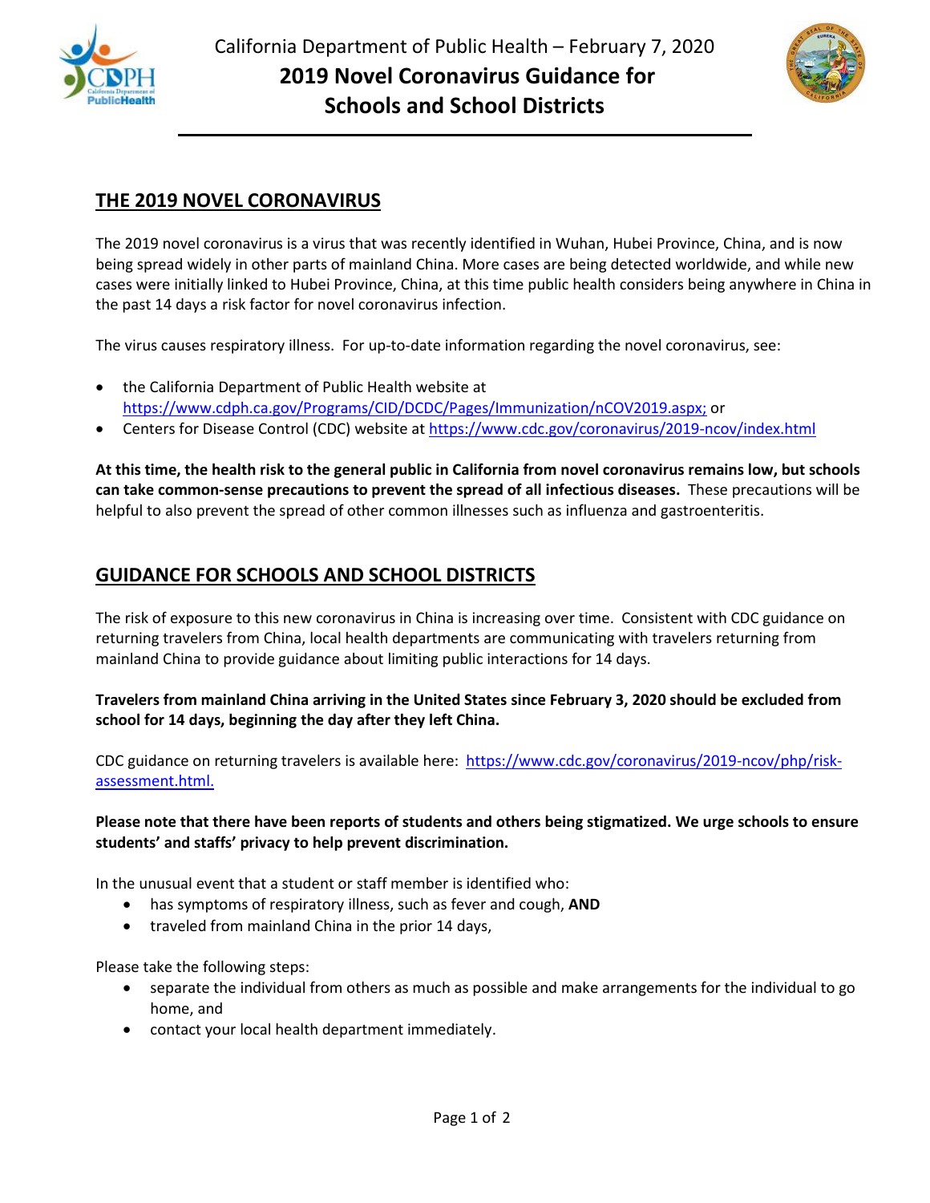California Department of Public Health – February 7, 2020

# 2019 Novel Coronavirus Guidance for Schools and School Districts

## THE 2019 NOVEL CORONAVIRUS

The 2019 novel coronavirus is a virus that was recently identified in Wuhan, Hubei Province, China, and is now being spread widely in other parts of mainland China. More cases are being detected worldwide, and while new cases were initially linked to Hubei Province, China, at this time public health considers being anywhere in China in the past 14 days a risk factor for novel coronavirus infection.

The virus causes respiratory illness. For up-to-date information regarding the novel coronavirus, see:

- the California Department of Public Health website at https://www.cdph.ca.gov/Programs/CID/DCDC/Pages/Immunization/nCOV2019.aspx; or
- Centers for Disease Control (CDC) website at https://www.cdc.gov/coronavirus/2019-ncov/index.html

**At this time, the health risk to the general public in California from novel coronavirus remains low, but schools can take common-sense precautions to prevent the spread of all infectious diseases.** These precautions will be helpful to also prevent the spread of other common illnesses such as influenza and gastroenteritis.

## GUIDANCE FOR SCHOOLS AND SCHOOL DISTRICTS

The risk of exposure to this new coronavirus in China is increasing over time. Consistent with CDC guidance on returning travelers from China, local health departments are communicating with travelers returning from mainland China to provide guidance about limiting public interactions for 14 days.

**Travelers from mainland China arriving in the United States since February 3, 2020 should be excluded from school for 14 days, beginning the day after they left China.**

CDC guidance on returning travelers is available here: https://www.cdc.gov/coronavirus/2019-ncov/php/risk-assessment.html.

**Please note that there have been reports of students and others being stigmatized. We urge schools to ensure students' and staffs' privacy to help prevent discrimination.**

In the unusual event that a student or staff member is identified who:

- has symptoms of respiratory illness, such as fever and cough, **AND**
- traveled from mainland China in the prior 14 days,

Please take the following steps:

- separate the individual from others as much as possible and make arrangements for the individual to go home, and
- contact your local health department immediately.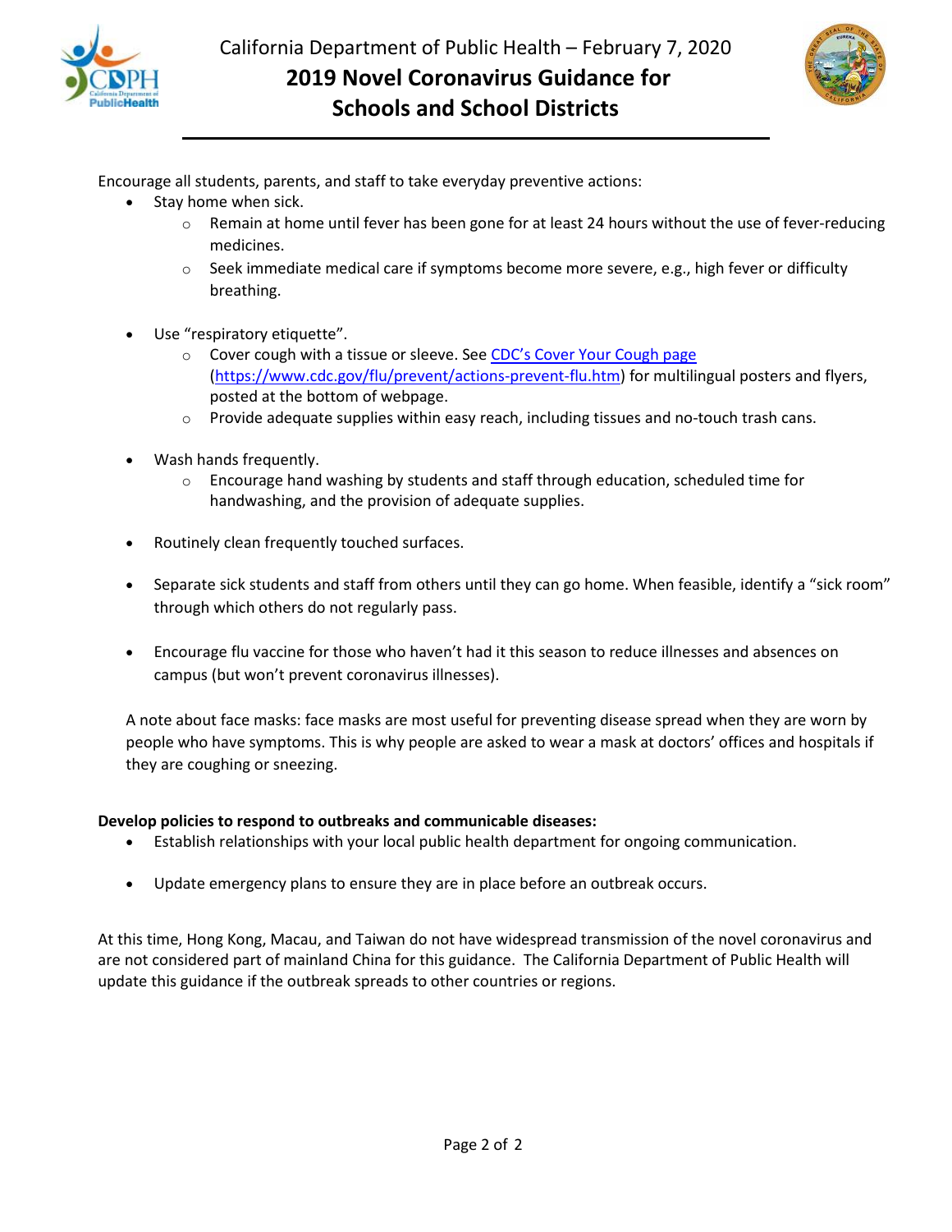Encourage all students, parents, and staff to take everyday preventive actions:

- Stay home when sick.
    - Remain at home until fever has been gone for at least 24 hours without the use of fever-reducing medicines.
    - Seek immediate medical care if symptoms become more severe, e.g., high fever or difficulty breathing.

- Use "respiratory etiquette".
    - Cover cough with a tissue or sleeve. See [CDC's Cover Your Cough page](https://www.cdc.gov/flu/prevent/actions-prevent-flu.htm) (https://www.cdc.gov/flu/prevent/actions-prevent-flu.htm) for multilingual posters and flyers, posted at the bottom of webpage.
    - Provide adequate supplies within easy reach, including tissues and no-touch trash cans.

- Wash hands frequently.
    - Encourage hand washing by students and staff through education, scheduled time for handwashing, and the provision of adequate supplies.

- Routinely clean frequently touched surfaces.

- Separate sick students and staff from others until they can go home. When feasible, identify a "sick room" through which others do not regularly pass.

- Encourage flu vaccine for those who haven't had it this season to reduce illnesses and absences on campus (but won't prevent coronavirus illnesses).

A note about face masks: face masks are most useful for preventing disease spread when they are worn by people who have symptoms. This is why people are asked to wear a mask at doctors' offices and hospitals if they are coughing or sneezing.

**Develop policies to respond to outbreaks and communicable diseases:**

- Establish relationships with your local public health department for ongoing communication.

- Update emergency plans to ensure they are in place before an outbreak occurs.

At this time, Hong Kong, Macau, and Taiwan do not have widespread transmission of the novel coronavirus and are not considered part of mainland China for this guidance. The California Department of Public Health will update this guidance if the outbreak spreads to other countries or regions.